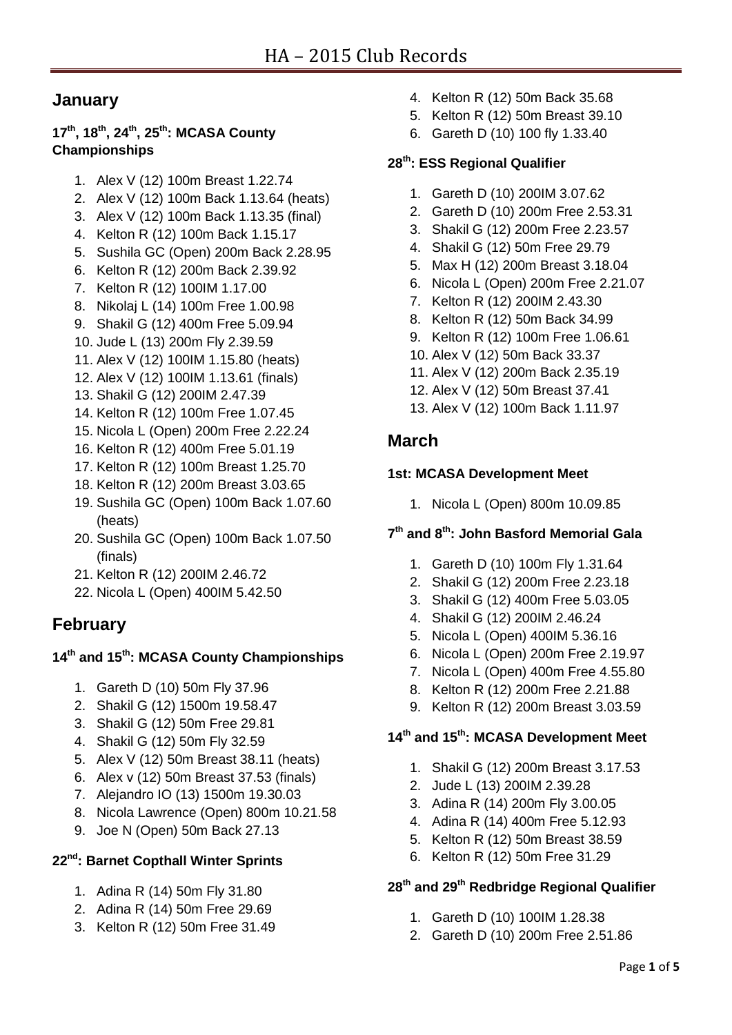# HA – 2015 Club Records

## January

### 17th, 18th, 24th, 25th: MCASA County Championships

1. Alex V (12) 100m Breast 1.22.74
2. Alex V (12) 100m Back 1.13.64 (heats)
3. Alex V (12) 100m Back 1.13.35 (final)
4. Kelton R (12) 100m Back 1.15.17
5. Sushila GC (Open) 200m Back 2.28.95
6. Kelton R (12) 200m Back 2.39.92
7. Kelton R (12) 100IM 1.17.00
8. Nikolaj L (14) 100m Free 1.00.98
9. Shakil G (12) 400m Free 5.09.94
10. Jude L (13) 200m Fly 2.39.59
11. Alex V (12) 100IM 1.15.80 (heats)
12. Alex V (12) 100IM 1.13.61 (finals)
13. Shakil G (12) 200IM 2.47.39
14. Kelton R (12) 100m Free 1.07.45
15. Nicola L (Open) 200m Free 2.22.24
16. Kelton R (12) 400m Free 5.01.19
17. Kelton R (12) 100m Breast 1.25.70
18. Kelton R (12) 200m Breast 3.03.65
19. Sushila GC (Open) 100m Back 1.07.60 (heats)
20. Sushila GC (Open) 100m Back 1.07.50 (finals)
21. Kelton R (12) 200IM 2.46.72
22. Nicola L (Open) 400IM 5.42.50

## February

### 14th and 15th: MCASA County Championships

1. Gareth D (10) 50m Fly 37.96
2. Shakil G (12) 1500m 19.58.47
3. Shakil G (12) 50m Free 29.81
4. Shakil G (12) 50m Fly 32.59
5. Alex V (12) 50m Breast 38.11 (heats)
6. Alex v (12) 50m Breast 37.53 (finals)
7. Alejandro IO (13) 1500m 19.30.03
8. Nicola Lawrence (Open) 800m 10.21.58
9. Joe N (Open) 50m Back 27.13

### 22nd: Barnet Copthall Winter Sprints

1. Adina R (14) 50m Fly 31.80
2. Adina R (14) 50m Free 29.69
3. Kelton R (12) 50m Free 31.49
4. Kelton R (12) 50m Back 35.68
5. Kelton R (12) 50m Breast 39.10
6. Gareth D (10) 100 fly 1.33.40

### 28th: ESS Regional Qualifier

1. Gareth D (10) 200IM 3.07.62
2. Gareth D (10) 200m Free 2.53.31
3. Shakil G (12) 200m Free 2.23.57
4. Shakil G (12) 50m Free 29.79
5. Max H (12) 200m Breast 3.18.04
6. Nicola L (Open) 200m Free 2.21.07
7. Kelton R (12) 200IM 2.43.30
8. Kelton R (12) 50m Back 34.99
9. Kelton R (12) 100m Free 1.06.61
10. Alex V (12) 50m Back 33.37
11. Alex V (12) 200m Back 2.35.19
12. Alex V (12) 50m Breast 37.41
13. Alex V (12) 100m Back 1.11.97

## March

### 1st: MCASA Development Meet

1. Nicola L (Open) 800m 10.09.85

### 7th and 8th: John Basford Memorial Gala

1. Gareth D (10) 100m Fly 1.31.64
2. Shakil G (12) 200m Free 2.23.18
3. Shakil G (12) 400m Free 5.03.05
4. Shakil G (12) 200IM 2.46.24
5. Nicola L (Open) 400IM 5.36.16
6. Nicola L (Open) 200m Free 2.19.97
7. Nicola L (Open) 400m Free 4.55.80
8. Kelton R (12) 200m Free 2.21.88
9. Kelton R (12) 200m Breast 3.03.59

### 14th and 15th: MCASA Development Meet

1. Shakil G (12) 200m Breast 3.17.53
2. Jude L (13) 200IM 2.39.28
3. Adina R (14) 200m Fly 3.00.05
4. Adina R (14) 400m Free 5.12.93
5. Kelton R (12) 50m Breast 38.59
6. Kelton R (12) 50m Free 31.29

### 28th and 29th Redbridge Regional Qualifier

1. Gareth D (10) 100IM 1.28.38
2. Gareth D (10) 200m Free 2.51.86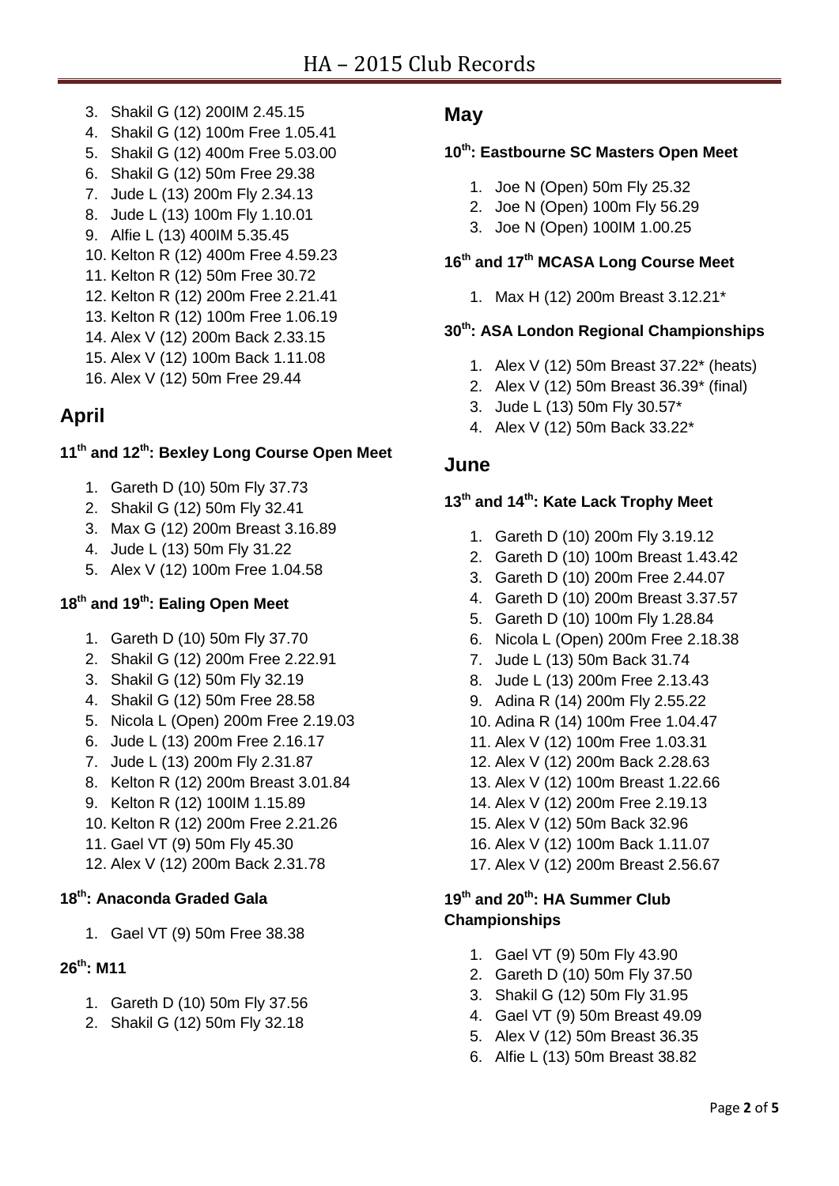3. Shakil G (12) 200IM 2.45.15
4. Shakil G (12) 100m Free 1.05.41
5. Shakil G (12) 400m Free 5.03.00
6. Shakil G (12) 50m Free 29.38
7. Jude L (13) 200m Fly 2.34.13
8. Jude L (13) 100m Fly 1.10.01
9. Alfie L (13) 400IM 5.35.45
10. Kelton R (12) 400m Free 4.59.23
11. Kelton R (12) 50m Free 30.72
12. Kelton R (12) 200m Free 2.21.41
13. Kelton R (12) 100m Free 1.06.19
14. Alex V (12) 200m Back 2.33.15
15. Alex V (12) 100m Back 1.11.08
16. Alex V (12) 50m Free 29.44

## April

### 11th and 12th: Bexley Long Course Open Meet

1. Gareth D (10) 50m Fly 37.73
2. Shakil G (12) 50m Fly 32.41
3. Max G (12) 200m Breast 3.16.89
4. Jude L (13) 50m Fly 31.22
5. Alex V (12) 100m Free 1.04.58

### 18th and 19th: Ealing Open Meet

1. Gareth D (10) 50m Fly 37.70
2. Shakil G (12) 200m Free 2.22.91
3. Shakil G (12) 50m Fly 32.19
4. Shakil G (12) 50m Free 28.58
5. Nicola L (Open) 200m Free 2.19.03
6. Jude L (13) 200m Free 2.16.17
7. Jude L (13) 200m Fly 2.31.87
8. Kelton R (12) 200m Breast 3.01.84
9. Kelton R (12) 100IM 1.15.89
10. Kelton R (12) 200m Free 2.21.26
11. Gael VT (9) 50m Fly 45.30
12. Alex V (12) 200m Back 2.31.78

### 18th: Anaconda Graded Gala

1. Gael VT (9) 50m Free 38.38

### 26th: M11

1. Gareth D (10) 50m Fly 37.56
2. Shakil G (12) 50m Fly 32.18

## May

### 10th: Eastbourne SC Masters Open Meet

1. Joe N (Open) 50m Fly 25.32
2. Joe N (Open) 100m Fly 56.29
3. Joe N (Open) 100IM 1.00.25

### 16th and 17th MCASA Long Course Meet

1. Max H (12) 200m Breast 3.12.21*

### 30th: ASA London Regional Championships

1. Alex V (12) 50m Breast 37.22* (heats)
2. Alex V (12) 50m Breast 36.39* (final)
3. Jude L (13) 50m Fly 30.57*
4. Alex V (12) 50m Back 33.22*

## June

### 13th and 14th: Kate Lack Trophy Meet

1. Gareth D (10) 200m Fly 3.19.12
2. Gareth D (10) 100m Breast 1.43.42
3. Gareth D (10) 200m Free 2.44.07
4. Gareth D (10) 200m Breast 3.37.57
5. Gareth D (10) 100m Fly 1.28.84
6. Nicola L (Open) 200m Free 2.18.38
7. Jude L (13) 50m Back 31.74
8. Jude L (13) 200m Free 2.13.43
9. Adina R (14) 200m Fly 2.55.22
10. Adina R (14) 100m Free 1.04.47
11. Alex V (12) 100m Free 1.03.31
12. Alex V (12) 200m Back 2.28.63
13. Alex V (12) 100m Breast 1.22.66
14. Alex V (12) 200m Free 2.19.13
15. Alex V (12) 50m Back 32.96
16. Alex V (12) 100m Back 1.11.07
17. Alex V (12) 200m Breast 2.56.67

### 19th and 20th: HA Summer Club Championships

1. Gael VT (9) 50m Fly 43.90
2. Gareth D (10) 50m Fly 37.50
3. Shakil G (12) 50m Fly 31.95
4. Gael VT (9) 50m Breast 49.09
5. Alex V (12) 50m Breast 36.35
6. Alfie L (13) 50m Breast 38.82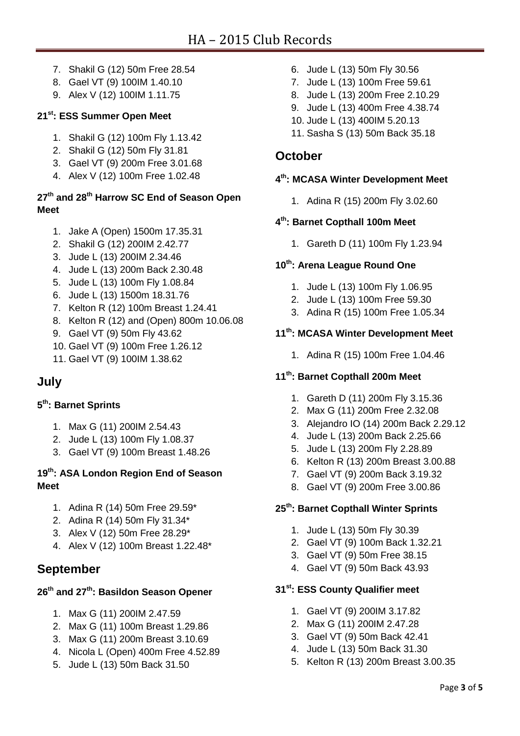7. Shakil G (12) 50m Free 28.54
8. Gael VT (9) 100IM 1.40.10
9. Alex V (12) 100IM 1.11.75

#### 21st: ESS Summer Open Meet

1. Shakil G (12) 100m Fly 1.13.42
2. Shakil G (12) 50m Fly 31.81
3. Gael VT (9) 200m Free 3.01.68
4. Alex V (12) 100m Free 1.02.48

#### 27th and 28th Harrow SC End of Season Open Meet

1. Jake A (Open) 1500m 17.35.31
2. Shakil G (12) 200IM 2.42.77
3. Jude L (13) 200IM 2.34.46
4. Jude L (13) 200m Back 2.30.48
5. Jude L (13) 100m Fly 1.08.84
6. Jude L (13) 1500m 18.31.76
7. Kelton R (12) 100m Breast 1.24.41
8. Kelton R (12) and (Open) 800m 10.06.08
9. Gael VT (9) 50m Fly 43.62
10. Gael VT (9) 100m Free 1.26.12
11. Gael VT (9) 100IM 1.38.62

## July

#### 5th: Barnet Sprints

1. Max G (11) 200IM 2.54.43
2. Jude L (13) 100m Fly 1.08.37
3. Gael VT (9) 100m Breast 1.48.26

#### 19th: ASA London Region End of Season Meet

1. Adina R (14) 50m Free 29.59*
2. Adina R (14) 50m Fly 31.34*
3. Alex V (12) 50m Free 28.29*
4. Alex V (12) 100m Breast 1.22.48*

## September

#### 26th and 27th: Basildon Season Opener

1. Max G (11) 200IM 2.47.59
2. Max G (11) 100m Breast 1.29.86
3. Max G (11) 200m Breast 3.10.69
4. Nicola L (Open) 400m Free 4.52.89
5. Jude L (13) 50m Back 31.50
6. Jude L (13) 50m Fly 30.56
7. Jude L (13) 100m Free 59.61
8. Jude L (13) 200m Free 2.10.29
9. Jude L (13) 400m Free 4.38.74
10. Jude L (13) 400IM 5.20.13
11. Sasha S (13) 50m Back 35.18

## October

#### 4th: MCASA Winter Development Meet

1. Adina R (15) 200m Fly 3.02.60

#### 4th: Barnet Copthall 100m Meet

1. Gareth D (11) 100m Fly 1.23.94

#### 10th: Arena League Round One

1. Jude L (13) 100m Fly 1.06.95
2. Jude L (13) 100m Free 59.30
3. Adina R (15) 100m Free 1.05.34

#### 11th: MCASA Winter Development Meet

1. Adina R (15) 100m Free 1.04.46

#### 11th: Barnet Copthall 200m Meet

1. Gareth D (11) 200m Fly 3.15.36
2. Max G (11) 200m Free 2.32.08
3. Alejandro IO (14) 200m Back 2.29.12
4. Jude L (13) 200m Back 2.25.66
5. Jude L (13) 200m Fly 2.28.89
6. Kelton R (13) 200m Breast 3.00.88
7. Gael VT (9) 200m Back 3.19.32
8. Gael VT (9) 200m Free 3.00.86

#### 25th: Barnet Copthall Winter Sprints

1. Jude L (13) 50m Fly 30.39
2. Gael VT (9) 100m Back 1.32.21
3. Gael VT (9) 50m Free 38.15
4. Gael VT (9) 50m Back 43.93

#### 31st: ESS County Qualifier meet

1. Gael VT (9) 200IM 3.17.82
2. Max G (11) 200IM 2.47.28
3. Gael VT (9) 50m Back 42.41
4. Jude L (13) 50m Back 31.30
5. Kelton R (13) 200m Breast 3.00.35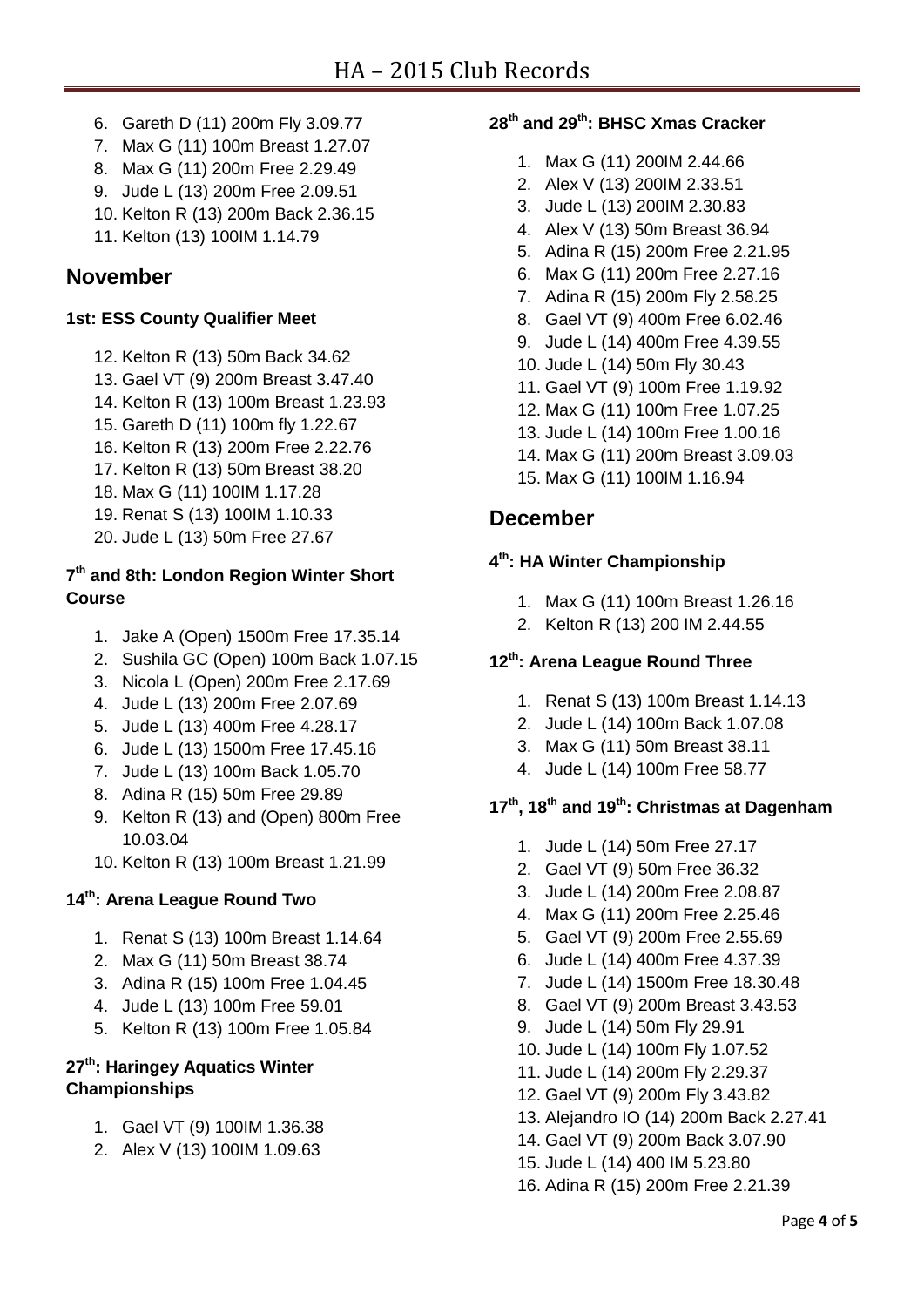6. Gareth D (11) 200m Fly 3.09.77
7. Max G (11) 100m Breast 1.27.07
8. Max G (11) 200m Free 2.29.49
9. Jude L (13) 200m Free 2.09.51
10. Kelton R (13) 200m Back 2.36.15
11. Kelton (13) 100IM 1.14.79

## November

### 1st: ESS County Qualifier Meet

12. Kelton R (13) 50m Back 34.62
13. Gael VT (9) 200m Breast 3.47.40
14. Kelton R (13) 100m Breast 1.23.93
15. Gareth D (11) 100m fly 1.22.67
16. Kelton R (13) 200m Free 2.22.76
17. Kelton R (13) 50m Breast 38.20
18. Max G (11) 100IM 1.17.28
19. Renat S (13) 100IM 1.10.33
20. Jude L (13) 50m Free 27.67

### 7th and 8th: London Region Winter Short Course

1. Jake A (Open) 1500m Free 17.35.14
2. Sushila GC (Open) 100m Back 1.07.15
3. Nicola L (Open) 200m Free 2.17.69
4. Jude L (13) 200m Free 2.07.69
5. Jude L (13) 400m Free 4.28.17
6. Jude L (13) 1500m Free 17.45.16
7. Jude L (13) 100m Back 1.05.70
8. Adina R (15) 50m Free 29.89
9. Kelton R (13) and (Open) 800m Free 10.03.04
10. Kelton R (13) 100m Breast 1.21.99

### 14th: Arena League Round Two

1. Renat S (13) 100m Breast 1.14.64
2. Max G (11) 50m Breast 38.74
3. Adina R (15) 100m Free 1.04.45
4. Jude L (13) 100m Free 59.01
5. Kelton R (13) 100m Free 1.05.84

### 27th: Haringey Aquatics Winter Championships

1. Gael VT (9) 100IM 1.36.38
2. Alex V (13) 100IM 1.09.63

### 28th and 29th: BHSC Xmas Cracker

1. Max G (11) 200IM 2.44.66
2. Alex V (13) 200IM 2.33.51
3. Jude L (13) 200IM 2.30.83
4. Alex V (13) 50m Breast 36.94
5. Adina R (15) 200m Free 2.21.95
6. Max G (11) 200m Free 2.27.16
7. Adina R (15) 200m Fly 2.58.25
8. Gael VT (9) 400m Free 6.02.46
9. Jude L (14) 400m Free 4.39.55
10. Jude L (14) 50m Fly 30.43
11. Gael VT (9) 100m Free 1.19.92
12. Max G (11) 100m Free 1.07.25
13. Jude L (14) 100m Free 1.00.16
14. Max G (11) 200m Breast 3.09.03
15. Max G (11) 100IM 1.16.94

## December

### 4th: HA Winter Championship

1. Max G (11) 100m Breast 1.26.16
2. Kelton R (13) 200 IM 2.44.55

### 12th: Arena League Round Three

1. Renat S (13) 100m Breast 1.14.13
2. Jude L (14) 100m Back 1.07.08
3. Max G (11) 50m Breast 38.11
4. Jude L (14) 100m Free 58.77

### 17th, 18th and 19th: Christmas at Dagenham

1. Jude L (14) 50m Free 27.17
2. Gael VT (9) 50m Free 36.32
3. Jude L (14) 200m Free 2.08.87
4. Max G (11) 200m Free 2.25.46
5. Gael VT (9) 200m Free 2.55.69
6. Jude L (14) 400m Free 4.37.39
7. Jude L (14) 1500m Free 18.30.48
8. Gael VT (9) 200m Breast 3.43.53
9. Jude L (14) 50m Fly 29.91
10. Jude L (14) 100m Fly 1.07.52
11. Jude L (14) 200m Fly 2.29.37
12. Gael VT (9) 200m Fly 3.43.82
13. Alejandro IO (14) 200m Back 2.27.41
14. Gael VT (9) 200m Back 3.07.90
15. Jude L (14) 400 IM 5.23.80
16. Adina R (15) 200m Free 2.21.39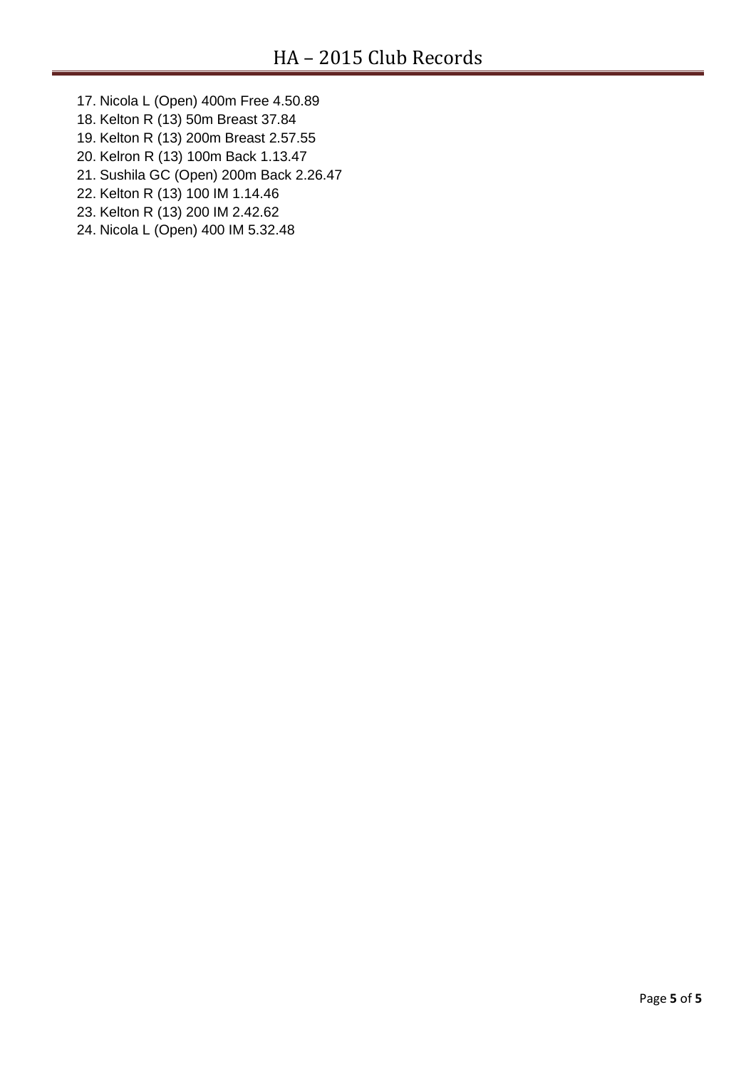17. Nicola L (Open) 400m Free 4.50.89
18. Kelton R (13) 50m Breast 37.84
19. Kelton R (13) 200m Breast 2.57.55
20. Kelron R (13) 100m Back 1.13.47
21. Sushila GC (Open) 200m Back 2.26.47
22. Kelton R (13) 100 IM 1.14.46
23. Kelton R (13) 200 IM 2.42.62
24. Nicola L (Open) 400 IM 5.32.48